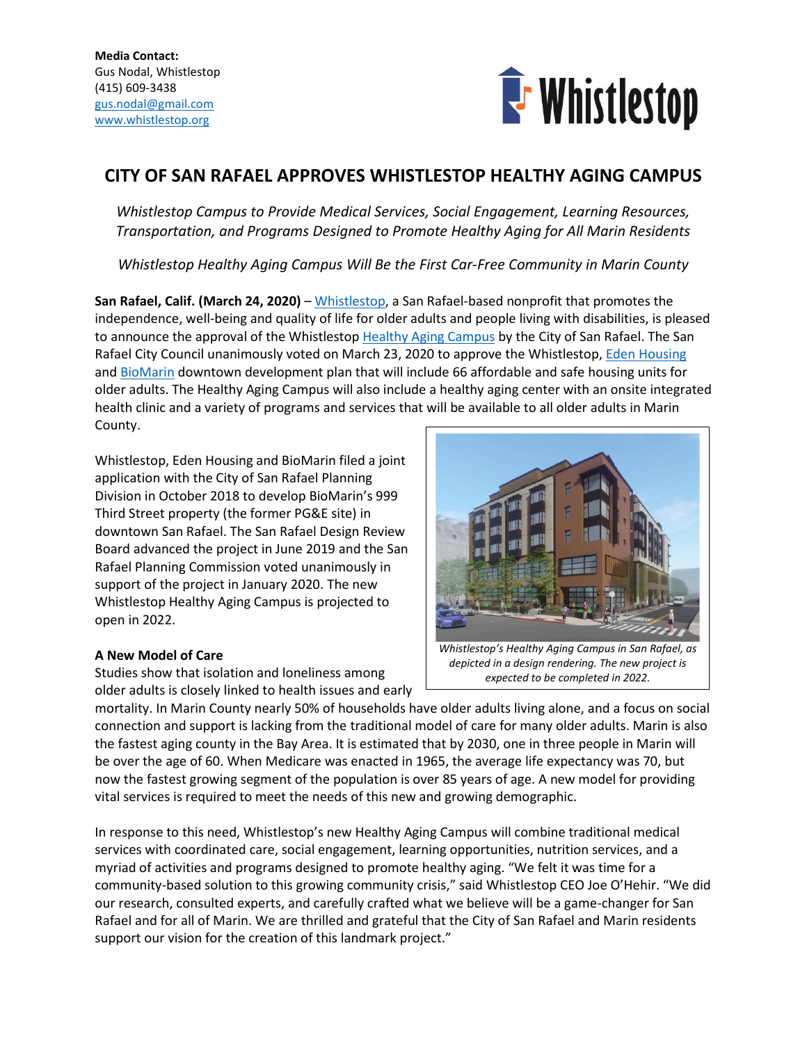**Media Contact:**
Gus Nodal, Whistlestop
(415) 609-3438
gus.nodal@gmail.com
www.whistlestop.org

# CITY OF SAN RAFAEL APPROVES WHISTLESTOP HEALTHY AGING CAMPUS

*Whistlestop Campus to Provide Medical Services, Social Engagement, Learning Resources, Transportation, and Programs Designed to Promote Healthy Aging for All Marin Residents*

*Whistlestop Healthy Aging Campus Will Be the First Car-Free Community in Marin County*

**San Rafael, Calif. (March 24, 2020)** – Whistlestop, a San Rafael-based nonprofit that promotes the independence, well-being and quality of life for older adults and people living with disabilities, is pleased to announce the approval of the Whistlestop Healthy Aging Campus by the City of San Rafael. The San Rafael City Council unanimously voted on March 23, 2020 to approve the Whistlestop, Eden Housing and BioMarin downtown development plan that will include 66 affordable and safe housing units for older adults. The Healthy Aging Campus will also include a healthy aging center with an onsite integrated health clinic and a variety of programs and services that will be available to all older adults in Marin County.

Whistlestop, Eden Housing and BioMarin filed a joint application with the City of San Rafael Planning Division in October 2018 to develop BioMarin's 999 Third Street property (the former PG&E site) in downtown San Rafael. The San Rafael Design Review Board advanced the project in June 2019 and the San Rafael Planning Commission voted unanimously in support of the project in January 2020. The new Whistlestop Healthy Aging Campus is projected to open in 2022.

*Whistlestop's Healthy Aging Campus in San Rafael, as depicted in a design rendering. The new project is expected to be completed in 2022.*

**A New Model of Care**

Studies show that isolation and loneliness among older adults is closely linked to health issues and early mortality. In Marin County nearly 50% of households have older adults living alone, and a focus on social connection and support is lacking from the traditional model of care for many older adults. Marin is also the fastest aging county in the Bay Area. It is estimated that by 2030, one in three people in Marin will be over the age of 60. When Medicare was enacted in 1965, the average life expectancy was 70, but now the fastest growing segment of the population is over 85 years of age. A new model for providing vital services is required to meet the needs of this new and growing demographic.

In response to this need, Whistlestop's new Healthy Aging Campus will combine traditional medical services with coordinated care, social engagement, learning opportunities, nutrition services, and a myriad of activities and programs designed to promote healthy aging. "We felt it was time for a community-based solution to this growing community crisis," said Whistlestop CEO Joe O'Hehir. "We did our research, consulted experts, and carefully crafted what we believe will be a game-changer for San Rafael and for all of Marin. We are thrilled and grateful that the City of San Rafael and Marin residents support our vision for the creation of this landmark project."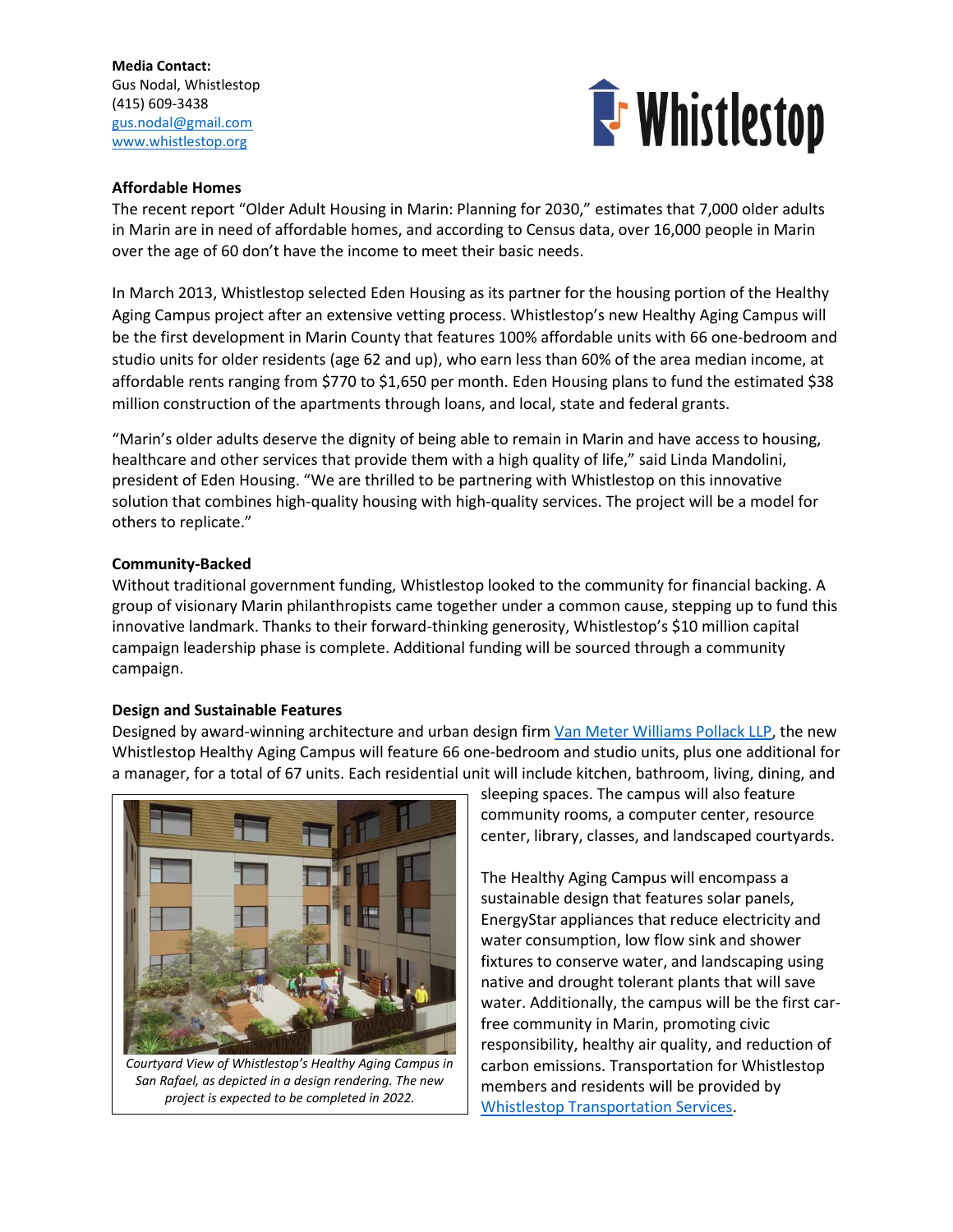**Media Contact:**
Gus Nodal, Whistlestop
(415) 609-3438
gus.nodal@gmail.com
www.whistlestop.org

### Affordable Homes

The recent report "Older Adult Housing in Marin: Planning for 2030," estimates that 7,000 older adults in Marin are in need of affordable homes, and according to Census data, over 16,000 people in Marin over the age of 60 don't have the income to meet their basic needs.

In March 2013, Whistlestop selected Eden Housing as its partner for the housing portion of the Healthy Aging Campus project after an extensive vetting process. Whistlestop's new Healthy Aging Campus will be the first development in Marin County that features 100% affordable units with 66 one-bedroom and studio units for older residents (age 62 and up), who earn less than 60% of the area median income, at affordable rents ranging from $770 to $1,650 per month. Eden Housing plans to fund the estimated $38 million construction of the apartments through loans, and local, state and federal grants.

"Marin's older adults deserve the dignity of being able to remain in Marin and have access to housing, healthcare and other services that provide them with a high quality of life," said Linda Mandolini, president of Eden Housing. "We are thrilled to be partnering with Whistlestop on this innovative solution that combines high-quality housing with high-quality services. The project will be a model for others to replicate."

### Community-Backed

Without traditional government funding, Whistlestop looked to the community for financial backing. A group of visionary Marin philanthropists came together under a common cause, stepping up to fund this innovative landmark. Thanks to their forward-thinking generosity, Whistlestop's $10 million capital campaign leadership phase is complete. Additional funding will be sourced through a community campaign.

### Design and Sustainable Features

Designed by award-winning architecture and urban design firm Van Meter Williams Pollack LLP, the new Whistlestop Healthy Aging Campus will feature 66 one-bedroom and studio units, plus one additional for a manager, for a total of 67 units. Each residential unit will include kitchen, bathroom, living, dining, and sleeping spaces. The campus will also feature community rooms, a computer center, resource center, library, classes, and landscaped courtyards.

*Courtyard View of Whistlestop's Healthy Aging Campus in San Rafael, as depicted in a design rendering. The new project is expected to be completed in 2022.*

The Healthy Aging Campus will encompass a sustainable design that features solar panels, EnergyStar appliances that reduce electricity and water consumption, low flow sink and shower fixtures to conserve water, and landscaping using native and drought tolerant plants that will save water. Additionally, the campus will be the first car-free community in Marin, promoting civic responsibility, healthy air quality, and reduction of carbon emissions. Transportation for Whistlestop members and residents will be provided by Whistlestop Transportation Services.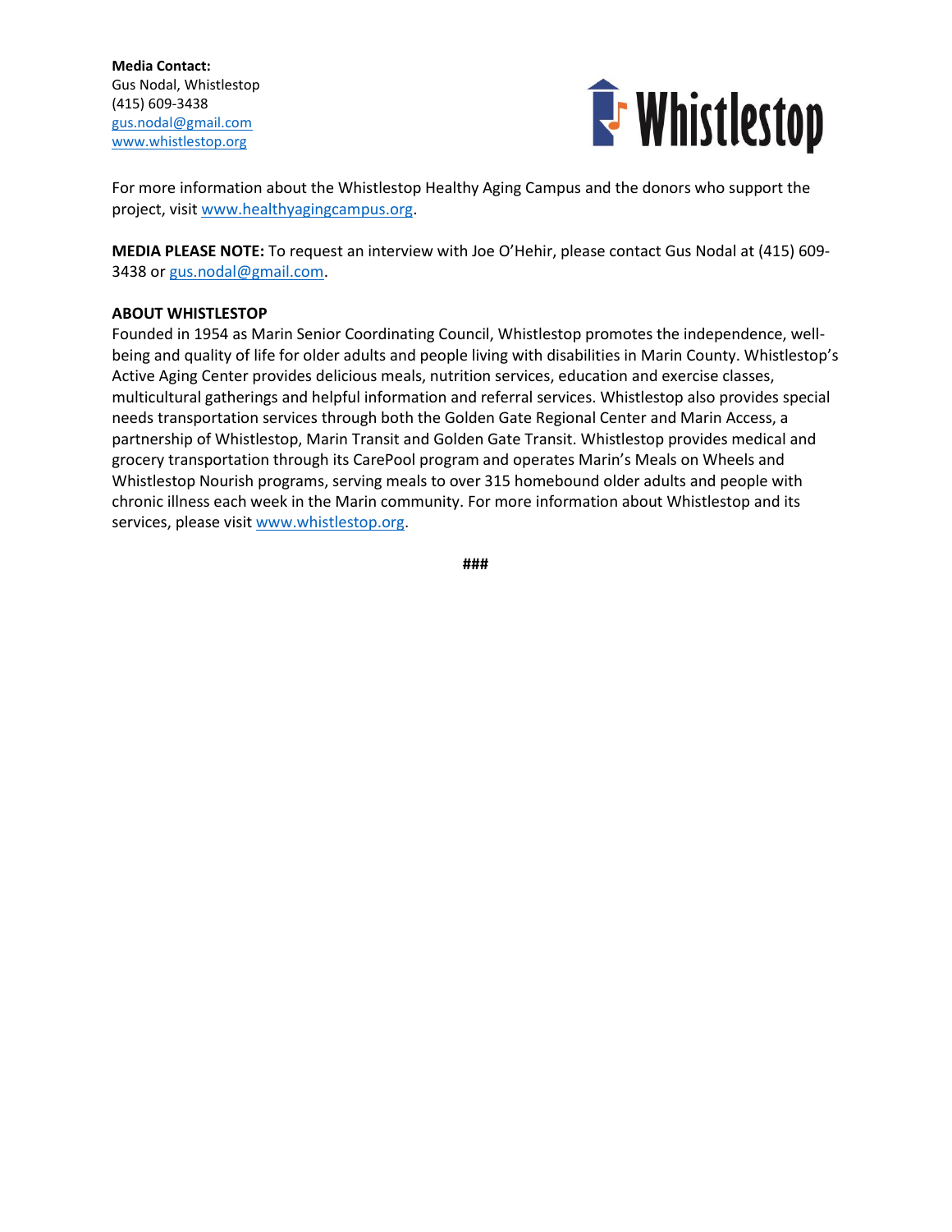**Media Contact:**
Gus Nodal, Whistlestop
(415) 609-3438
gus.nodal@gmail.com
www.whistlestop.org

Whistlestop

For more information about the Whistlestop Healthy Aging Campus and the donors who support the project, visit www.healthyagingcampus.org.

**MEDIA PLEASE NOTE:** To request an interview with Joe O'Hehir, please contact Gus Nodal at (415) 609-3438 or gus.nodal@gmail.com.

**ABOUT WHISTLESTOP**

Founded in 1954 as Marin Senior Coordinating Council, Whistlestop promotes the independence, well-being and quality of life for older adults and people living with disabilities in Marin County. Whistlestop's Active Aging Center provides delicious meals, nutrition services, education and exercise classes, multicultural gatherings and helpful information and referral services. Whistlestop also provides special needs transportation services through both the Golden Gate Regional Center and Marin Access, a partnership of Whistlestop, Marin Transit and Golden Gate Transit. Whistlestop provides medical and grocery transportation through its CarePool program and operates Marin's Meals on Wheels and Whistlestop Nourish programs, serving meals to over 315 homebound older adults and people with chronic illness each week in the Marin community. For more information about Whistlestop and its services, please visit www.whistlestop.org.

###